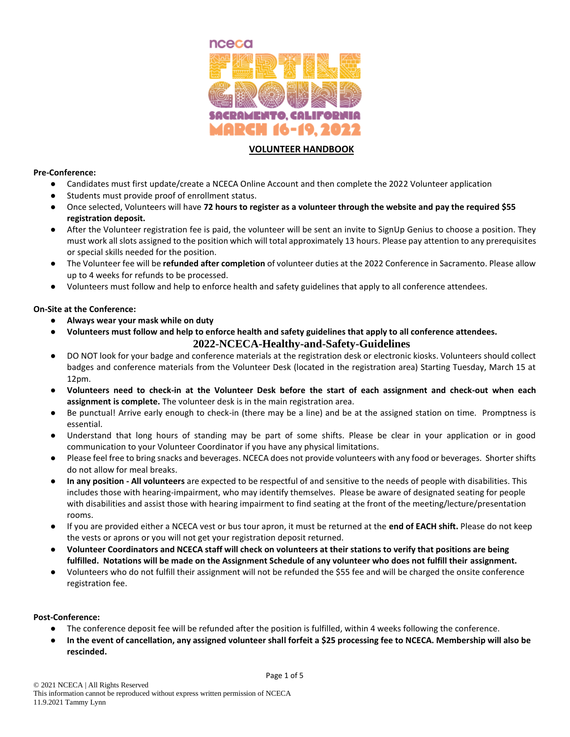nceca

FERTILE GROUND

SACRAMENTO, CALIFORNIA

MARCH 16-19, 2022

# VOLUNTEER HANDBOOK

**Pre-Conference:**

- Candidates must first update/create a NCECA Online Account and then complete the 2022 Volunteer application
- Students must provide proof of enrollment status.
- Once selected, Volunteers will have **72 hours to register as a volunteer through the website and pay the required $55 registration deposit.**
- After the Volunteer registration fee is paid, the volunteer will be sent an invite to SignUp Genius to choose a position. They must work all slots assigned to the position which will total approximately 13 hours. Please pay attention to any prerequisites or special skills needed for the position.
- The Volunteer fee will be **refunded after completion** of volunteer duties at the 2022 Conference in Sacramento. Please allow up to 4 weeks for refunds to be processed.
- Volunteers must follow and help to enforce health and safety guidelines that apply to all conference attendees.

**On-Site at the Conference:**

- **Always wear your mask while on duty**
- **Volunteers must follow and help to enforce health and safety guidelines that apply to all conference attendees.**

**2022-NCECA-Healthy-and-Safety-Guidelines**

- DO NOT look for your badge and conference materials at the registration desk or electronic kiosks. Volunteers should collect badges and conference materials from the Volunteer Desk (located in the registration area) Starting Tuesday, March 15 at 12pm.
- **Volunteers need to check-in at the Volunteer Desk before the start of each assignment and check-out when each assignment is complete.** The volunteer desk is in the main registration area.
- Be punctual! Arrive early enough to check-in (there may be a line) and be at the assigned station on time. Promptness is essential.
- Understand that long hours of standing may be part of some shifts. Please be clear in your application or in good communication to your Volunteer Coordinator if you have any physical limitations.
- Please feel free to bring snacks and beverages. NCECA does not provide volunteers with any food or beverages. Shorter shifts do not allow for meal breaks.
- **In any position - All volunteers** are expected to be respectful of and sensitive to the needs of people with disabilities. This includes those with hearing-impairment, who may identify themselves. Please be aware of designated seating for people with disabilities and assist those with hearing impairment to find seating at the front of the meeting/lecture/presentation rooms.
- If you are provided either a NCECA vest or bus tour apron, it must be returned at the **end of EACH shift.** Please do not keep the vests or aprons or you will not get your registration deposit returned.
- **Volunteer Coordinators and NCECA staff will check on volunteers at their stations to verify that positions are being fulfilled. Notations will be made on the Assignment Schedule of any volunteer who does not fulfill their assignment.**
- Volunteers who do not fulfill their assignment will not be refunded the $55 fee and will be charged the onsite conference registration fee.

**Post-Conference:**

- The conference deposit fee will be refunded after the position is fulfilled, within 4 weeks following the conference.
- **In the event of cancellation, any assigned volunteer shall forfeit a $25 processing fee to NCECA. Membership will also be rescinded.**

© 2021 NCECA | All Rights Reserved
This information cannot be reproduced without express written permission of NCECA
11.9.2021 Tammy Lynn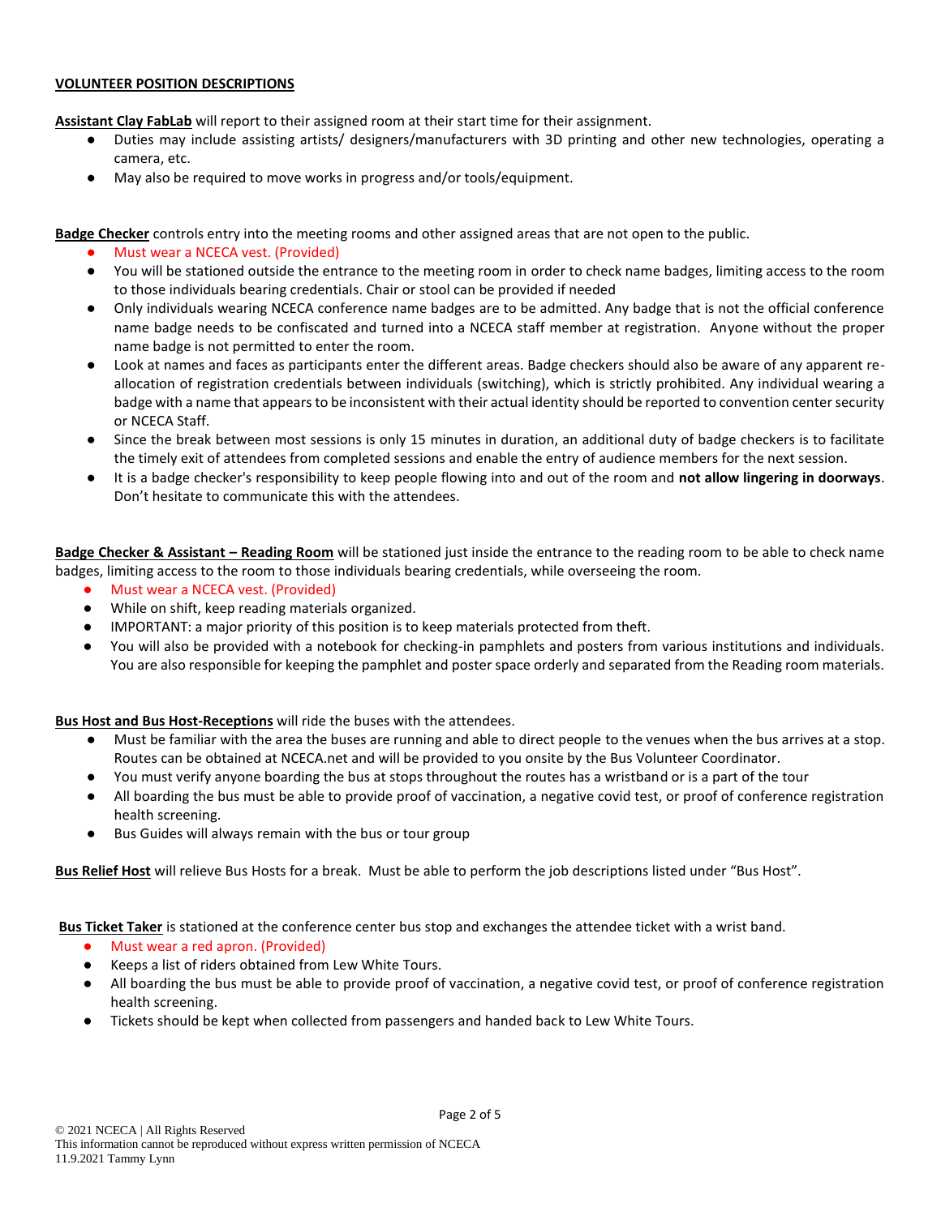**VOLUNTEER POSITION DESCRIPTIONS**

**Assistant Clay FabLab** will report to their assigned room at their start time for their assignment.

- Duties may include assisting artists/ designers/manufacturers with 3D printing and other new technologies, operating a camera, etc.
- May also be required to move works in progress and/or tools/equipment.

**Badge Checker** controls entry into the meeting rooms and other assigned areas that are not open to the public.

- Must wear a NCECA vest. (Provided)
- You will be stationed outside the entrance to the meeting room in order to check name badges, limiting access to the room to those individuals bearing credentials. Chair or stool can be provided if needed
- Only individuals wearing NCECA conference name badges are to be admitted. Any badge that is not the official conference name badge needs to be confiscated and turned into a NCECA staff member at registration. Anyone without the proper name badge is not permitted to enter the room.
- Look at names and faces as participants enter the different areas. Badge checkers should also be aware of any apparent re-allocation of registration credentials between individuals (switching), which is strictly prohibited. Any individual wearing a badge with a name that appears to be inconsistent with their actual identity should be reported to convention center security or NCECA Staff.
- Since the break between most sessions is only 15 minutes in duration, an additional duty of badge checkers is to facilitate the timely exit of attendees from completed sessions and enable the entry of audience members for the next session.
- It is a badge checker's responsibility to keep people flowing into and out of the room and **not allow lingering in doorways**. Don't hesitate to communicate this with the attendees.

**Badge Checker & Assistant – Reading Room** will be stationed just inside the entrance to the reading room to be able to check name badges, limiting access to the room to those individuals bearing credentials, while overseeing the room.

- Must wear a NCECA vest. (Provided)
- While on shift, keep reading materials organized.
- IMPORTANT: a major priority of this position is to keep materials protected from theft.
- You will also be provided with a notebook for checking-in pamphlets and posters from various institutions and individuals. You are also responsible for keeping the pamphlet and poster space orderly and separated from the Reading room materials.

**Bus Host and Bus Host-Receptions** will ride the buses with the attendees.

- Must be familiar with the area the buses are running and able to direct people to the venues when the bus arrives at a stop. Routes can be obtained at NCECA.net and will be provided to you onsite by the Bus Volunteer Coordinator.
- You must verify anyone boarding the bus at stops throughout the routes has a wristband or is a part of the tour
- All boarding the bus must be able to provide proof of vaccination, a negative covid test, or proof of conference registration health screening.
- Bus Guides will always remain with the bus or tour group

**Bus Relief Host** will relieve Bus Hosts for a break. Must be able to perform the job descriptions listed under "Bus Host".

**Bus Ticket Taker** is stationed at the conference center bus stop and exchanges the attendee ticket with a wrist band.

- Must wear a red apron. (Provided)
- Keeps a list of riders obtained from Lew White Tours.
- All boarding the bus must be able to provide proof of vaccination, a negative covid test, or proof of conference registration health screening.
- Tickets should be kept when collected from passengers and handed back to Lew White Tours.

© 2021 NCECA | All Rights Reserved
This information cannot be reproduced without express written permission of NCECA
11.9.2021 Tammy Lynn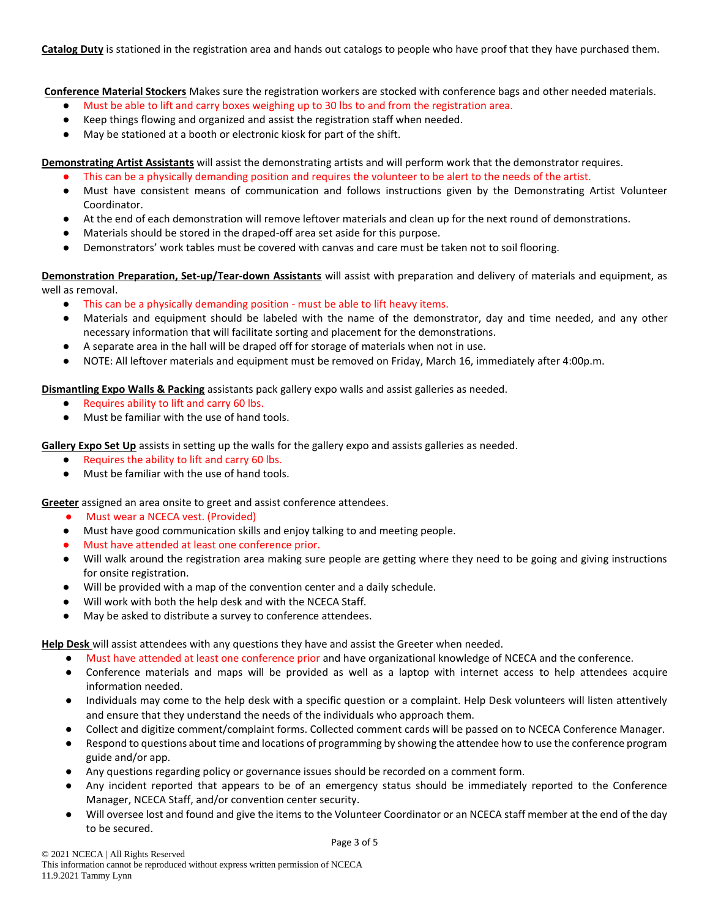**Catalog Duty** is stationed in the registration area and hands out catalogs to people who have proof that they have purchased them.

**Conference Material Stockers** Makes sure the registration workers are stocked with conference bags and other needed materials.

- Must be able to lift and carry boxes weighing up to 30 lbs to and from the registration area.
- Keep things flowing and organized and assist the registration staff when needed.
- May be stationed at a booth or electronic kiosk for part of the shift.

**Demonstrating Artist Assistants** will assist the demonstrating artists and will perform work that the demonstrator requires.

- This can be a physically demanding position and requires the volunteer to be alert to the needs of the artist.
- Must have consistent means of communication and follows instructions given by the Demonstrating Artist Volunteer Coordinator.
- At the end of each demonstration will remove leftover materials and clean up for the next round of demonstrations.
- Materials should be stored in the draped-off area set aside for this purpose.
- Demonstrators' work tables must be covered with canvas and care must be taken not to soil flooring.

**Demonstration Preparation, Set-up/Tear-down Assistants** will assist with preparation and delivery of materials and equipment, as well as removal.

- This can be a physically demanding position - must be able to lift heavy items.
- Materials and equipment should be labeled with the name of the demonstrator, day and time needed, and any other necessary information that will facilitate sorting and placement for the demonstrations.
- A separate area in the hall will be draped off for storage of materials when not in use.
- NOTE: All leftover materials and equipment must be removed on Friday, March 16, immediately after 4:00p.m.

**Dismantling Expo Walls & Packing** assistants pack gallery expo walls and assist galleries as needed.

- Requires ability to lift and carry 60 lbs.
- Must be familiar with the use of hand tools.

**Gallery Expo Set Up** assists in setting up the walls for the gallery expo and assists galleries as needed.

- Requires the ability to lift and carry 60 lbs.
- Must be familiar with the use of hand tools.

**Greeter** assigned an area onsite to greet and assist conference attendees.

- Must wear a NCECA vest. (Provided)
- Must have good communication skills and enjoy talking to and meeting people.
- Must have attended at least one conference prior.
- Will walk around the registration area making sure people are getting where they need to be going and giving instructions for onsite registration.
- Will be provided with a map of the convention center and a daily schedule.
- Will work with both the help desk and with the NCECA Staff.
- May be asked to distribute a survey to conference attendees.

**Help Desk** will assist attendees with any questions they have and assist the Greeter when needed.

- Must have attended at least one conference prior and have organizational knowledge of NCECA and the conference.
- Conference materials and maps will be provided as well as a laptop with internet access to help attendees acquire information needed.
- Individuals may come to the help desk with a specific question or a complaint. Help Desk volunteers will listen attentively and ensure that they understand the needs of the individuals who approach them.
- Collect and digitize comment/complaint forms. Collected comment cards will be passed on to NCECA Conference Manager.
- Respond to questions about time and locations of programming by showing the attendee how to use the conference program guide and/or app.
- Any questions regarding policy or governance issues should be recorded on a comment form.
- Any incident reported that appears to be of an emergency status should be immediately reported to the Conference Manager, NCECA Staff, and/or convention center security.
- Will oversee lost and found and give the items to the Volunteer Coordinator or an NCECA staff member at the end of the day to be secured.

© 2021 NCECA | All Rights Reserved
This information cannot be reproduced without express written permission of NCECA
11.9.2021 Tammy Lynn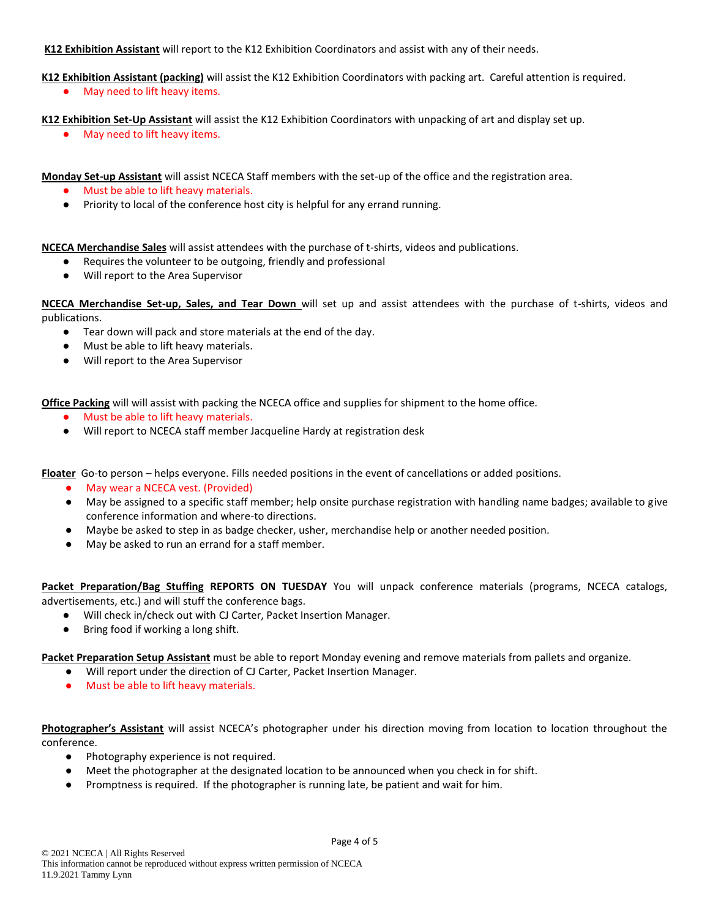**K12 Exhibition Assistant** will report to the K12 Exhibition Coordinators and assist with any of their needs.

**K12 Exhibition Assistant (packing)** will assist the K12 Exhibition Coordinators with packing art. Careful attention is required.

- May need to lift heavy items.

**K12 Exhibition Set-Up Assistant** will assist the K12 Exhibition Coordinators with unpacking of art and display set up.

- May need to lift heavy items.

**Monday Set-up Assistant** will assist NCECA Staff members with the set-up of the office and the registration area.

- Must be able to lift heavy materials.
- Priority to local of the conference host city is helpful for any errand running.

**NCECA Merchandise Sales** will assist attendees with the purchase of t-shirts, videos and publications.

- Requires the volunteer to be outgoing, friendly and professional
- Will report to the Area Supervisor

**NCECA Merchandise Set-up, Sales, and Tear Down** will set up and assist attendees with the purchase of t-shirts, videos and publications.

- Tear down will pack and store materials at the end of the day.
- Must be able to lift heavy materials.
- Will report to the Area Supervisor

**Office Packing** will will assist with packing the NCECA office and supplies for shipment to the home office.

- Must be able to lift heavy materials.
- Will report to NCECA staff member Jacqueline Hardy at registration desk

**Floater** Go-to person – helps everyone. Fills needed positions in the event of cancellations or added positions.

- May wear a NCECA vest. (Provided)
- May be assigned to a specific staff member; help onsite purchase registration with handling name badges; available to give conference information and where-to directions.
- Maybe be asked to step in as badge checker, usher, merchandise help or another needed position.
- May be asked to run an errand for a staff member.

**Packet Preparation/Bag Stuffing** **REPORTS ON TUESDAY** You will unpack conference materials (programs, NCECA catalogs, advertisements, etc.) and will stuff the conference bags.

- Will check in/check out with CJ Carter, Packet Insertion Manager.
- Bring food if working a long shift.

**Packet Preparation Setup Assistant** must be able to report Monday evening and remove materials from pallets and organize.

- Will report under the direction of CJ Carter, Packet Insertion Manager.
- Must be able to lift heavy materials.

**Photographer's Assistant** will assist NCECA's photographer under his direction moving from location to location throughout the conference.

- Photography experience is not required.
- Meet the photographer at the designated location to be announced when you check in for shift.
- Promptness is required. If the photographer is running late, be patient and wait for him.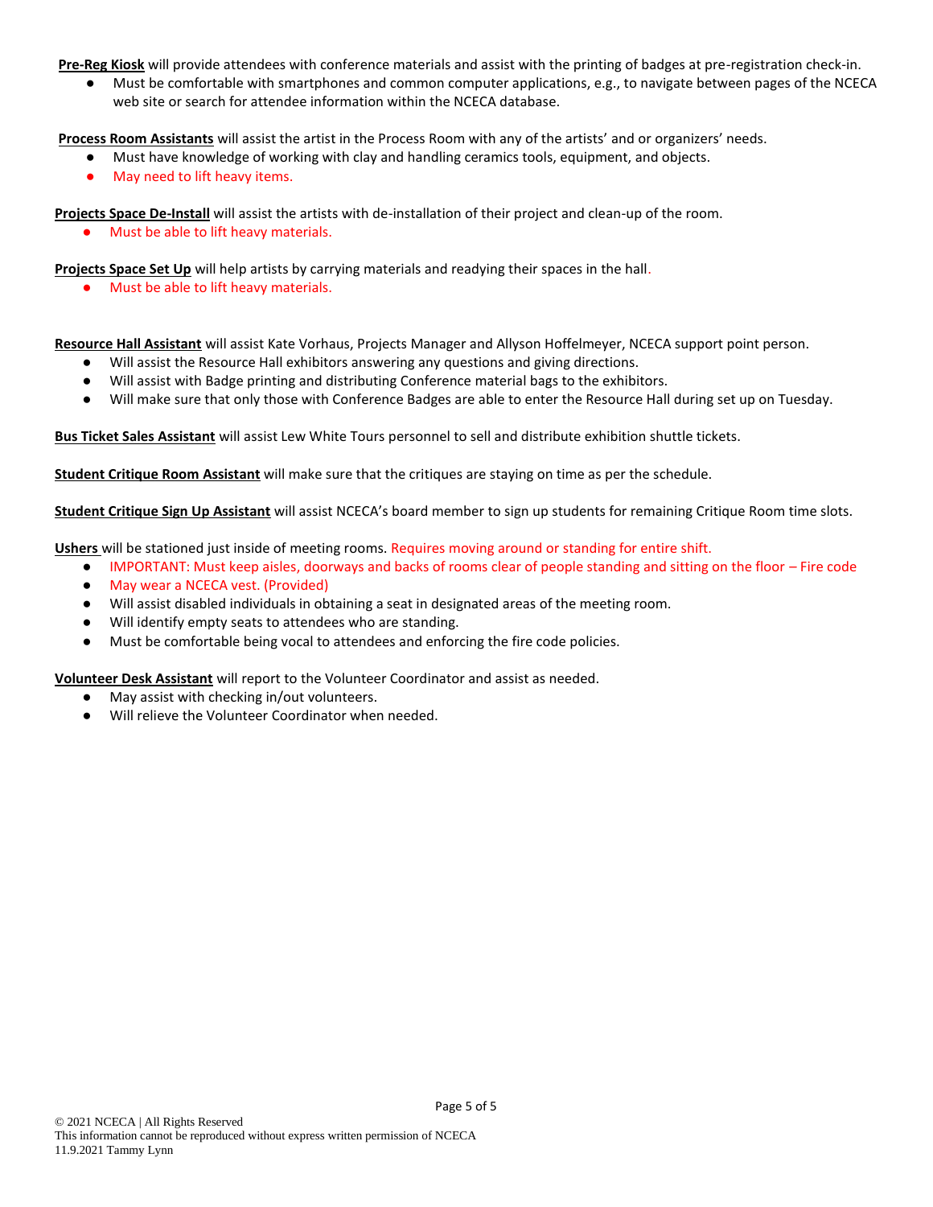**Pre-Reg Kiosk** will provide attendees with conference materials and assist with the printing of badges at pre-registration check-in.

- Must be comfortable with smartphones and common computer applications, e.g., to navigate between pages of the NCECA web site or search for attendee information within the NCECA database.

**Process Room Assistants** will assist the artist in the Process Room with any of the artists' and or organizers' needs.

- Must have knowledge of working with clay and handling ceramics tools, equipment, and objects.
- May need to lift heavy items.

**Projects Space De-Install** will assist the artists with de-installation of their project and clean-up of the room.

- Must be able to lift heavy materials.

**Projects Space Set Up** will help artists by carrying materials and readying their spaces in the hall.

- Must be able to lift heavy materials.

**Resource Hall Assistant** will assist Kate Vorhaus, Projects Manager and Allyson Hoffelmeyer, NCECA support point person.

- Will assist the Resource Hall exhibitors answering any questions and giving directions.
- Will assist with Badge printing and distributing Conference material bags to the exhibitors.
- Will make sure that only those with Conference Badges are able to enter the Resource Hall during set up on Tuesday.

**Bus Ticket Sales Assistant** will assist Lew White Tours personnel to sell and distribute exhibition shuttle tickets.

**Student Critique Room Assistant** will make sure that the critiques are staying on time as per the schedule.

**Student Critique Sign Up Assistant** will assist NCECA's board member to sign up students for remaining Critique Room time slots.

**Ushers** will be stationed just inside of meeting rooms. Requires moving around or standing for entire shift.

- IMPORTANT: Must keep aisles, doorways and backs of rooms clear of people standing and sitting on the floor – Fire code
- May wear a NCECA vest. (Provided)
- Will assist disabled individuals in obtaining a seat in designated areas of the meeting room.
- Will identify empty seats to attendees who are standing.
- Must be comfortable being vocal to attendees and enforcing the fire code policies.

**Volunteer Desk Assistant** will report to the Volunteer Coordinator and assist as needed.

- May assist with checking in/out volunteers.
- Will relieve the Volunteer Coordinator when needed.

© 2021 NCECA | All Rights Reserved
This information cannot be reproduced without express written permission of NCECA
11.9.2021 Tammy Lynn